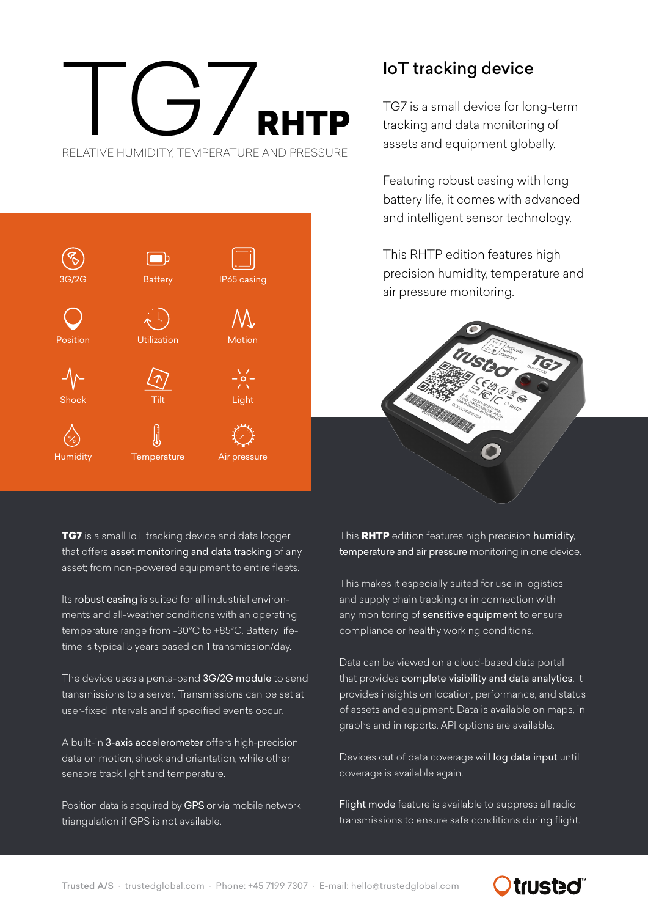# TG7 RHTP

RELATIVE HUMIDITY, TEMPERATURE AND PRESSURE

## IoT tracking device

TG7 is a small device for long-term tracking and data monitoring of assets and equipment globally.

Featuring robust casing with long battery life, it comes with advanced and intelligent sensor technology.

This RHTP edition features high precision humidity, temperature and air pressure monitoring.

- 3G/2G
- Battery
- IP65 casing
- Position
- Utilization
- Motion
- Shock
- Tilt
- Light
- Humidity
- Temperature
- Air pressure

**TG7** is a small IoT tracking device and data logger that offers **asset monitoring and data tracking** of any asset; from non-powered equipment to entire fleets.

Its **robust casing** is suited for all industrial environments and all-weather conditions with an operating temperature range from -30°C to +85°C. Battery lifetime is typical 5 years based on 1 transmission/day.

The device uses a penta-band **3G/2G module** to send transmissions to a server. Transmissions can be set at user-fixed intervals and if specified events occur.

A built-in **3-axis accelerometer** offers high-precision data on motion, shock and orientation, while other sensors track light and temperature.

Position data is acquired by **GPS** or via mobile network triangulation if GPS is not available.

This **RHTP** edition features high precision **humidity, temperature and air pressure** monitoring in one device.

This makes it especially suited for use in logistics and supply chain tracking or in connection with any monitoring of **sensitive equipment** to ensure compliance or healthy working conditions.

Data can be viewed on a cloud-based data portal that provides **complete visibility and data analytics**. It provides insights on location, performance, and status of assets and equipment. Data is available on maps, in graphs and in reports. API options are available.

Devices out of data coverage will **log data input** until coverage is available again.

**Flight mode** feature is available to suppress all radio transmissions to ensure safe conditions during flight.

Trusted A/S · trustedglobal.com · Phone: +45 7199 7307 · E-mail: hello@trustedglobal.com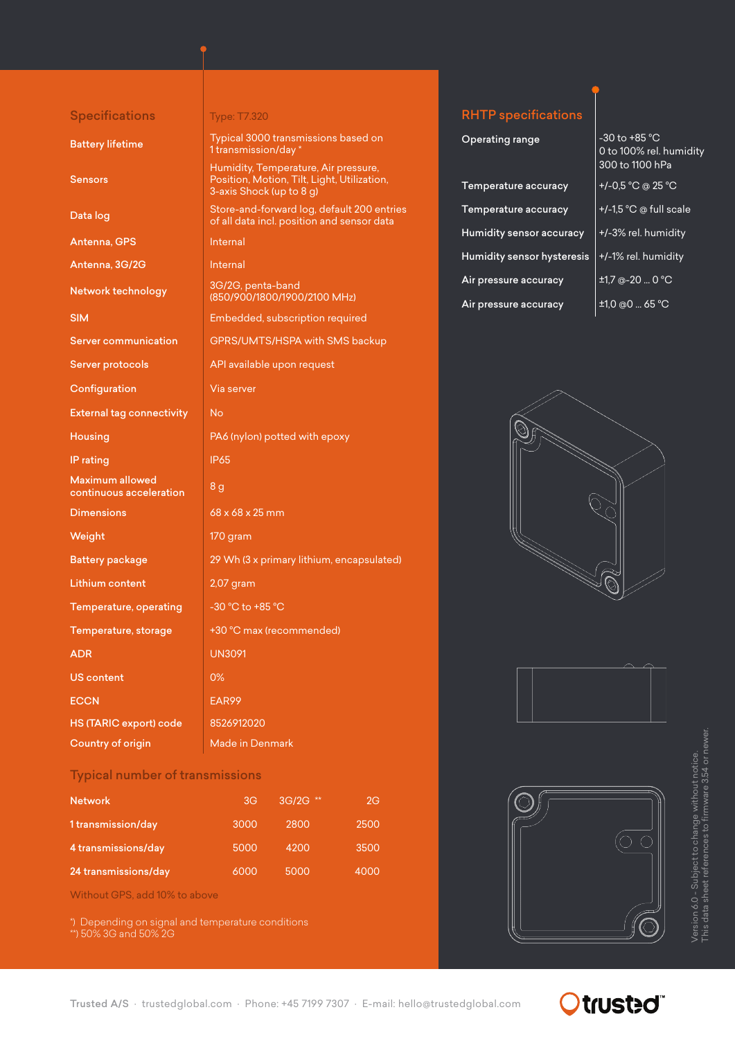## Specifications

| Specifications | Type: T7.320 |
|---|---|
| Battery lifetime | Typical 3000 transmissions based on 1 transmission/day * |
| Sensors | Humidity, Temperature, Air pressure, Position, Motion, Tilt, Light, Utilization, 3-axis Shock (up to 8 g) |
| Data log | Store-and-forward log, default 200 entries of all data incl. position and sensor data |
| Antenna, GPS | Internal |
| Antenna, 3G/2G | Internal |
| Network technology | 3G/2G, penta-band (850/900/1800/1900/2100 MHz) |
| SIM | Embedded, subscription required |
| Server communication | GPRS/UMTS/HSPA with SMS backup |
| Server protocols | API available upon request |
| Configuration | Via server |
| External tag connectivity | No |
| Housing | PA6 (nylon) potted with epoxy |
| IP rating | IP65 |
| Maximum allowed continuous acceleration | 8 g |
| Dimensions | 68 x 68 x 25 mm |
| Weight | 170 gram |
| Battery package | 29 Wh (3 x primary lithium, encapsulated) |
| Lithium content | 2,07 gram |
| Temperature, operating | -30 °C to +85 °C |
| Temperature, storage | +30 °C max (recommended) |
| ADR | UN3091 |
| US content | 0% |
| ECCN | EAR99 |
| HS (TARIC export) code | 8526912020 |
| Country of origin | Made in Denmark |

## Typical number of transmissions

| Network | 3G | 3G/2G ** | 2G |
|---|---|---|---|
| 1 transmission/day | 3000 | 2800 | 2500 |
| 4 transmissions/day | 5000 | 4200 | 3500 |
| 24 transmissions/day | 6000 | 5000 | 4000 |

Without GPS, add 10% to above

*) Depending on signal and temperature conditions
**) 50% 3G and 50% 2G

## RHTP specifications

| | |
|---|---|
| Operating range | -30 to +85 °C<br>0 to 100% rel. humidity<br>300 to 1100 hPa |
| Temperature accuracy | +/-0,5 °C @ 25 °C |
| Temperature accuracy | +/-1,5 °C @ full scale |
| Humidity sensor accuracy | +/-3% rel. humidity |
| Humidity sensor hysteresis | +/-1% rel. humidity |
| Air pressure accuracy | ±1,7 @-20 ... 0 °C |
| Air pressure accuracy | ±1,0 @0 ... 65 °C |

Version 6.0 - Subject to change without notice.
This data sheet references to firmware 3.54 or newer.

Trusted A/S · trustedglobal.com · Phone: +45 7199 7307 · E-mail: hello@trustedglobal.com

trusted™